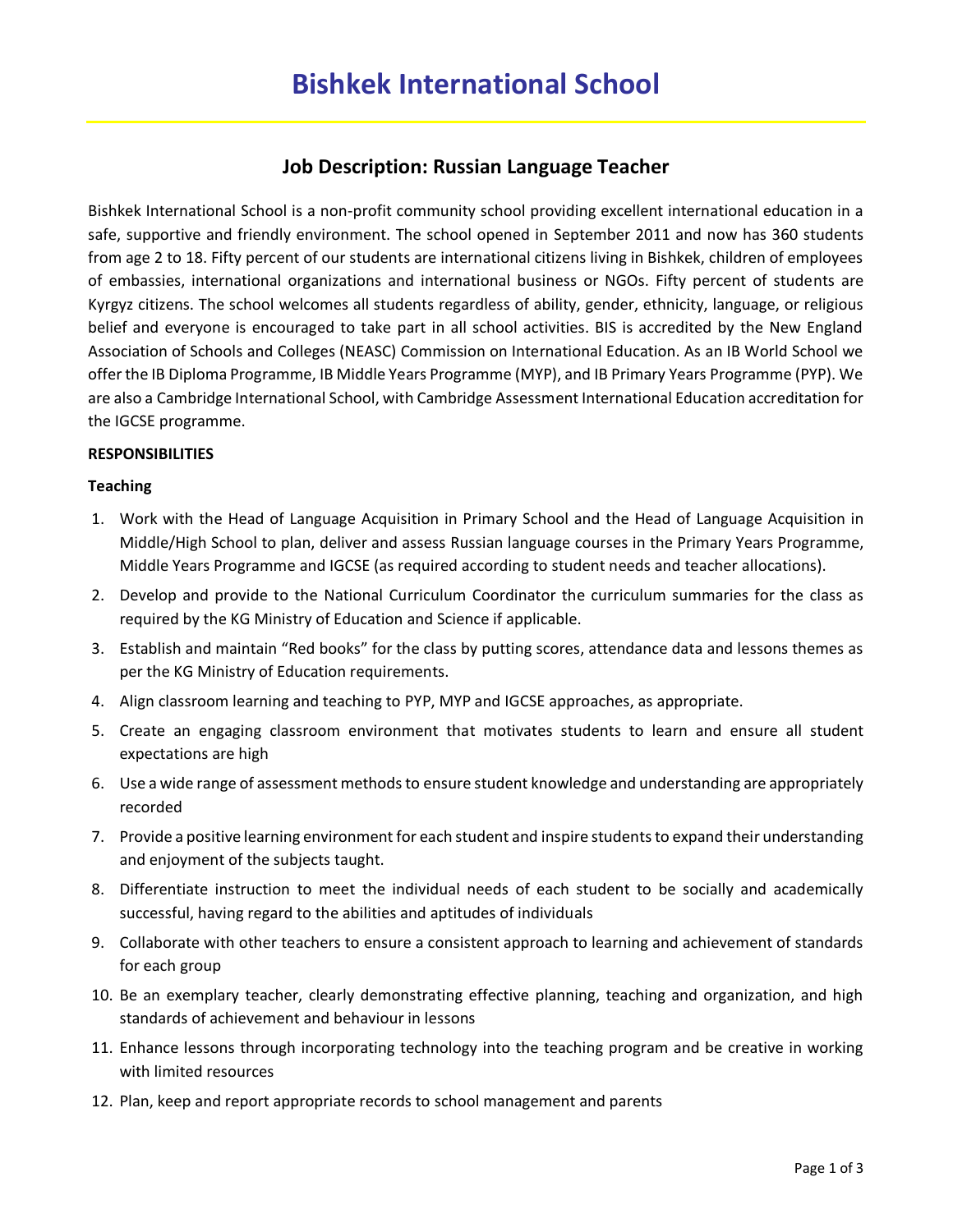# Bishkek International School

## Job Description: Russian Language Teacher

Bishkek International School is a non-profit community school providing excellent international education in a safe, supportive and friendly environment. The school opened in September 2011 and now has 360 students from age 2 to 18. Fifty percent of our students are international citizens living in Bishkek, children of employees of embassies, international organizations and international business or NGOs. Fifty percent of students are Kyrgyz citizens. The school welcomes all students regardless of ability, gender, ethnicity, language, or religious belief and everyone is encouraged to take part in all school activities. BIS is accredited by the New England Association of Schools and Colleges (NEASC) Commission on International Education. As an IB World School we offer the IB Diploma Programme, IB Middle Years Programme (MYP), and IB Primary Years Programme (PYP). We are also a Cambridge International School, with Cambridge Assessment International Education accreditation for the IGCSE programme.

**RESPONSIBILITIES**

**Teaching**

1. Work with the Head of Language Acquisition in Primary School and the Head of Language Acquisition in Middle/High School to plan, deliver and assess Russian language courses in the Primary Years Programme, Middle Years Programme and IGCSE (as required according to student needs and teacher allocations).
2. Develop and provide to the National Curriculum Coordinator the curriculum summaries for the class as required by the KG Ministry of Education and Science if applicable.
3. Establish and maintain "Red books" for the class by putting scores, attendance data and lessons themes as per the KG Ministry of Education requirements.
4. Align classroom learning and teaching to PYP, MYP and IGCSE approaches, as appropriate.
5. Create an engaging classroom environment that motivates students to learn and ensure all student expectations are high
6. Use a wide range of assessment methods to ensure student knowledge and understanding are appropriately recorded
7. Provide a positive learning environment for each student and inspire students to expand their understanding and enjoyment of the subjects taught.
8. Differentiate instruction to meet the individual needs of each student to be socially and academically successful, having regard to the abilities and aptitudes of individuals
9. Collaborate with other teachers to ensure a consistent approach to learning and achievement of standards for each group
10. Be an exemplary teacher, clearly demonstrating effective planning, teaching and organization, and high standards of achievement and behaviour in lessons
11. Enhance lessons through incorporating technology into the teaching program and be creative in working with limited resources
12. Plan, keep and report appropriate records to school management and parents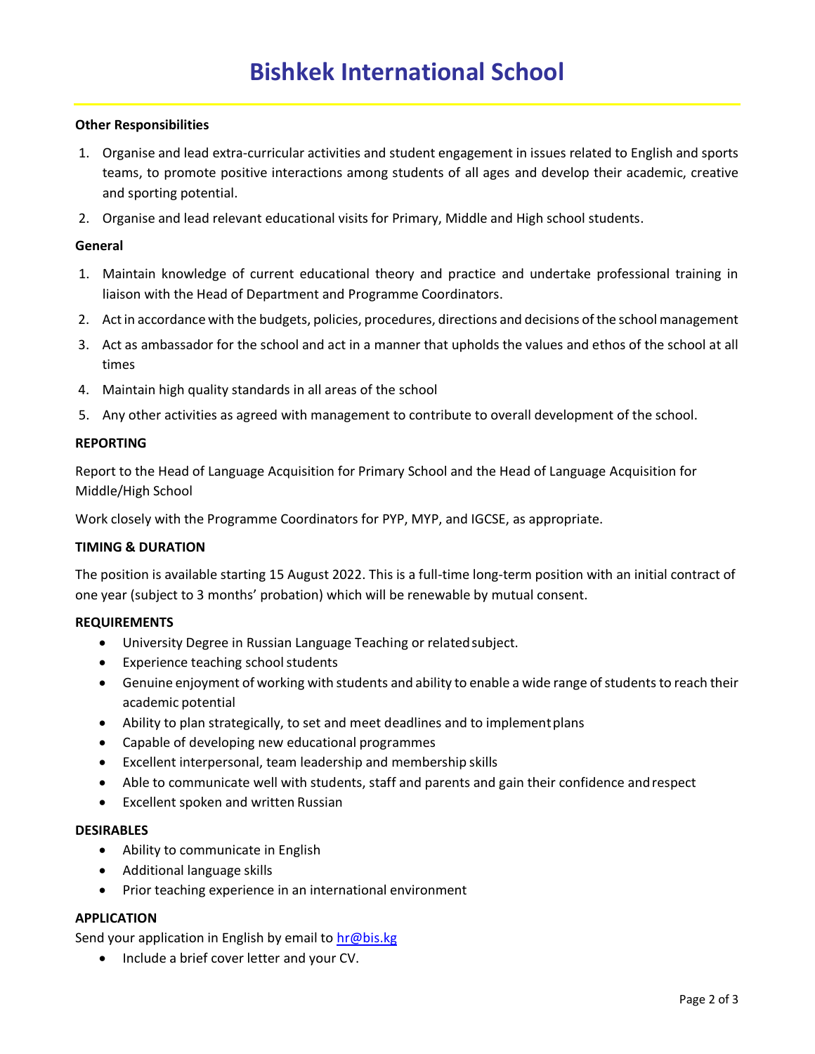# Bishkek International School

**Other Responsibilities**

1. Organise and lead extra-curricular activities and student engagement in issues related to English and sports teams, to promote positive interactions among students of all ages and develop their academic, creative and sporting potential.
2. Organise and lead relevant educational visits for Primary, Middle and High school students.

**General**

1. Maintain knowledge of current educational theory and practice and undertake professional training in liaison with the Head of Department and Programme Coordinators.
2. Act in accordance with the budgets, policies, procedures, directions and decisions of the school management
3. Act as ambassador for the school and act in a manner that upholds the values and ethos of the school at all times
4. Maintain high quality standards in all areas of the school
5. Any other activities as agreed with management to contribute to overall development of the school.

**REPORTING**

Report to the Head of Language Acquisition for Primary School and the Head of Language Acquisition for Middle/High School

Work closely with the Programme Coordinators for PYP, MYP, and IGCSE, as appropriate.

**TIMING & DURATION**

The position is available starting 15 August 2022. This is a full-time long-term position with an initial contract of one year (subject to 3 months' probation) which will be renewable by mutual consent.

**REQUIREMENTS**

- University Degree in Russian Language Teaching or related subject.
- Experience teaching school students
- Genuine enjoyment of working with students and ability to enable a wide range of students to reach their academic potential
- Ability to plan strategically, to set and meet deadlines and to implement plans
- Capable of developing new educational programmes
- Excellent interpersonal, team leadership and membership skills
- Able to communicate well with students, staff and parents and gain their confidence and respect
- Excellent spoken and written Russian

**DESIRABLES**

- Ability to communicate in English
- Additional language skills
- Prior teaching experience in an international environment

**APPLICATION**

Send your application in English by email to hr@bis.kg

- Include a brief cover letter and your CV.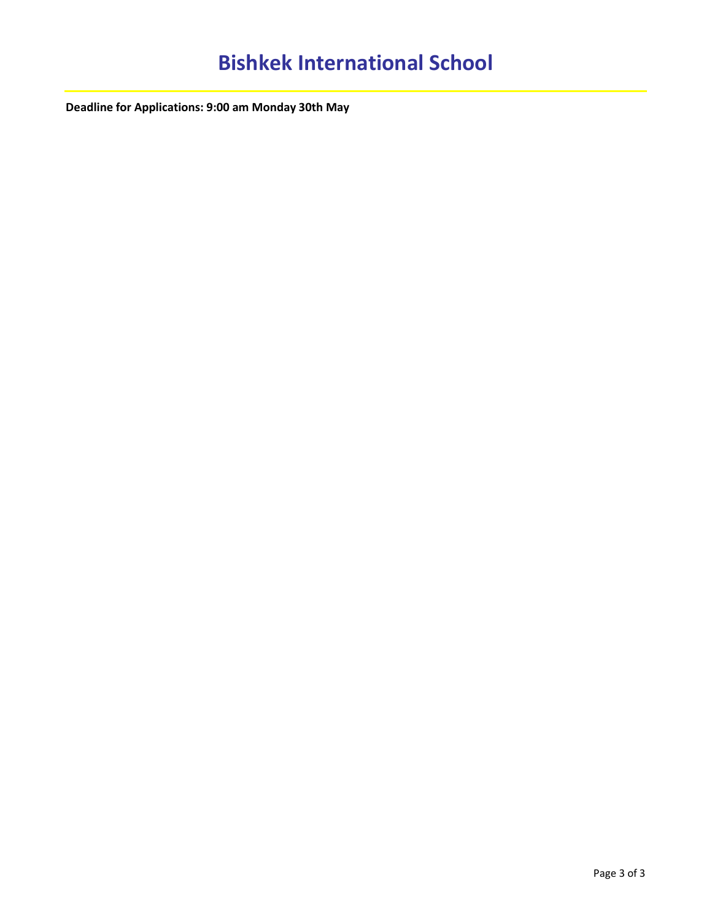**Deadline for Applications: 9:00 am Monday 30th May**